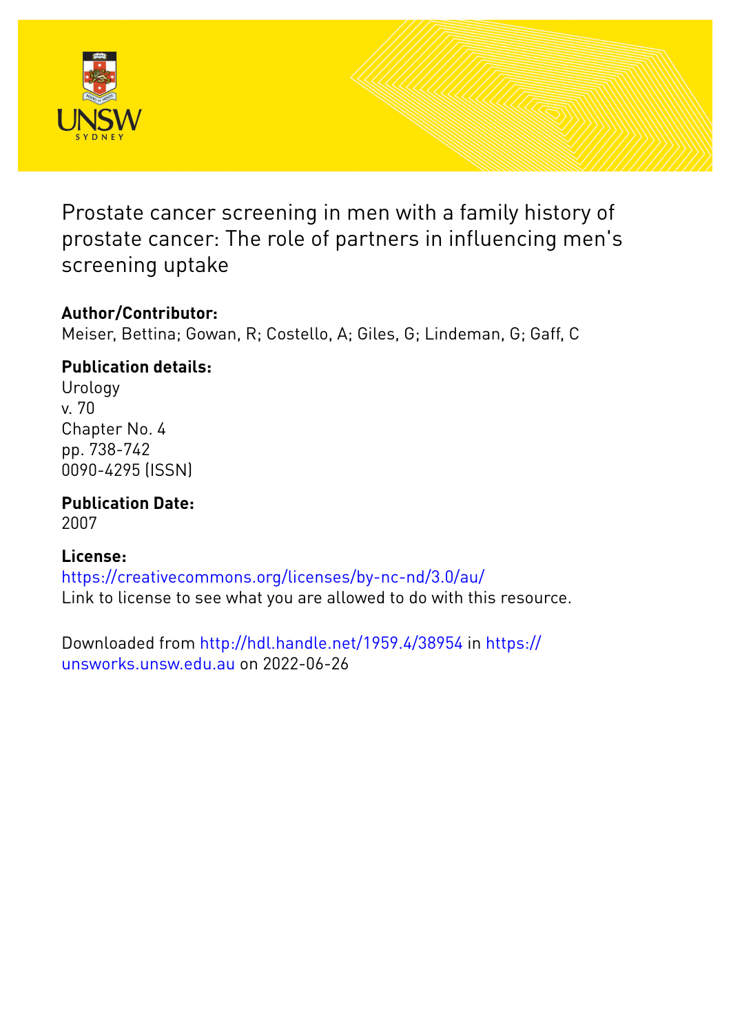# Prostate cancer screening in men with a family history of prostate cancer: The role of partners in influencing men's screening uptake

**Author/Contributor:**
Meiser, Bettina; Gowan, R; Costello, A; Giles, G; Lindeman, G; Gaff, C

**Publication details:**
Urology
v. 70
Chapter No. 4
pp. 738-742
0090-4295 (ISSN)

**Publication Date:**
2007

**License:**
https://creativecommons.org/licenses/by-nc-nd/3.0/au/
Link to license to see what you are allowed to do with this resource.

Downloaded from http://hdl.handle.net/1959.4/38954 in https://unsworks.unsw.edu.au on 2022-06-26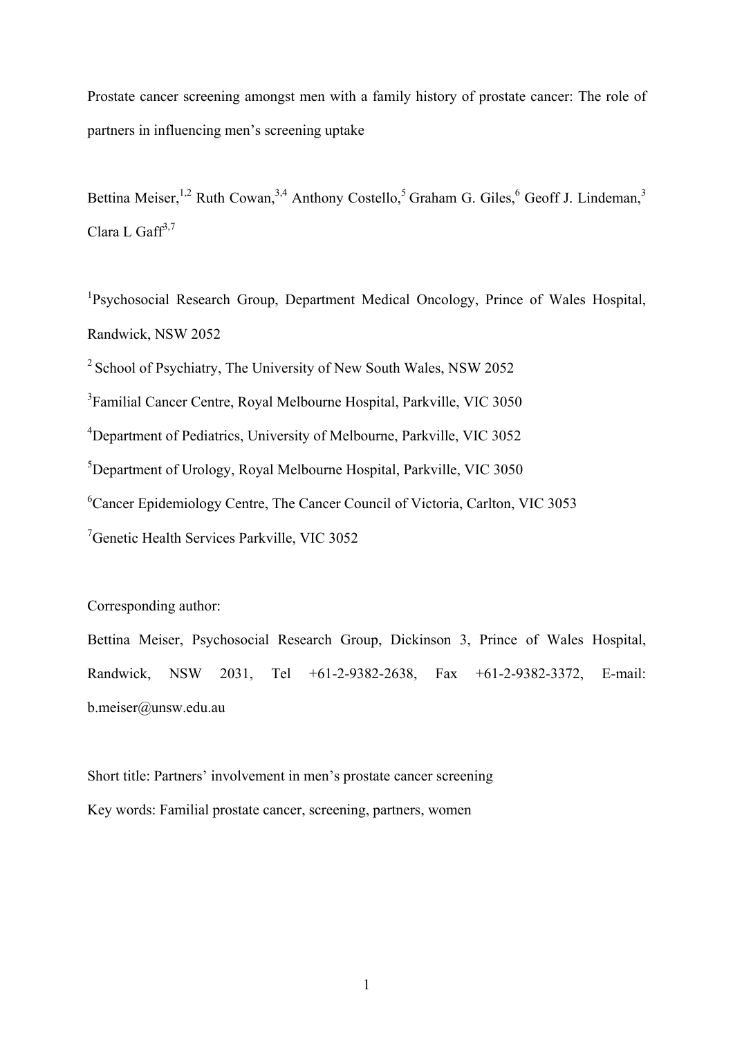# Prostate cancer screening amongst men with a family history of prostate cancer: The role of partners in influencing men's screening uptake

Bettina Meiser,[1,2] Ruth Cowan,[3,4] Anthony Costello,[5] Graham G. Giles,[6] Geoff J. Lindeman,[3] Clara L Gaff[3,7]

[1]Psychosocial Research Group, Department Medical Oncology, Prince of Wales Hospital, Randwick, NSW 2052

[2] School of Psychiatry, The University of New South Wales, NSW 2052

[3]Familial Cancer Centre, Royal Melbourne Hospital, Parkville, VIC 3050

[4]Department of Pediatrics, University of Melbourne, Parkville, VIC 3052

[5]Department of Urology, Royal Melbourne Hospital, Parkville, VIC 3050

[6]Cancer Epidemiology Centre, The Cancer Council of Victoria, Carlton, VIC 3053

[7]Genetic Health Services Parkville, VIC 3052

Corresponding author:

Bettina Meiser, Psychosocial Research Group, Dickinson 3, Prince of Wales Hospital, Randwick, NSW 2031, Tel +61-2-9382-2638, Fax +61-2-9382-3372, E-mail: b.meiser@unsw.edu.au

Short title: Partners' involvement in men's prostate cancer screening

Key words: Familial prostate cancer, screening, partners, women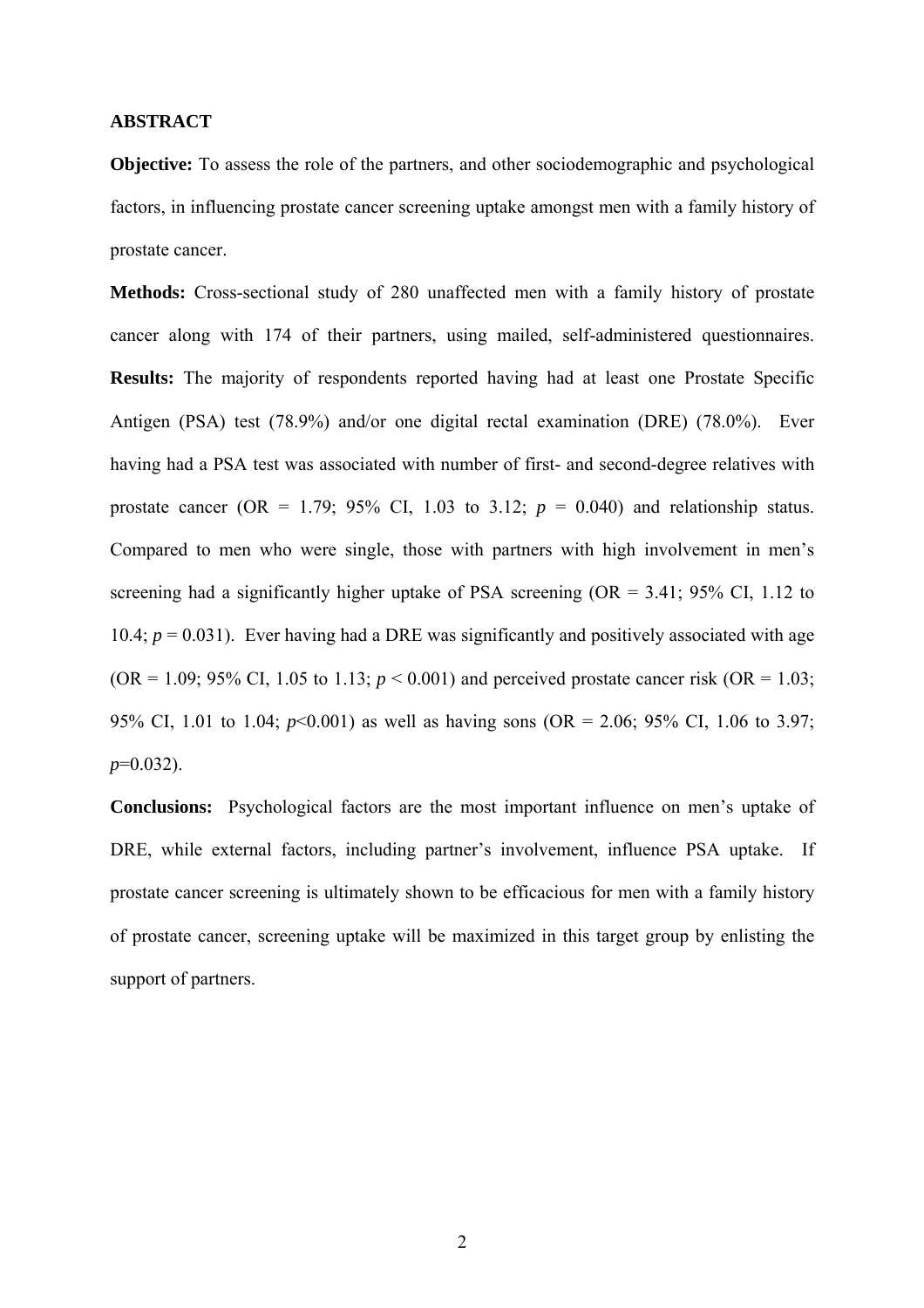## ABSTRACT

**Objective:** To assess the role of the partners, and other sociodemographic and psychological factors, in influencing prostate cancer screening uptake amongst men with a family history of prostate cancer.

**Methods:** Cross-sectional study of 280 unaffected men with a family history of prostate cancer along with 174 of their partners, using mailed, self-administered questionnaires.

**Results:** The majority of respondents reported having had at least one Prostate Specific Antigen (PSA) test (78.9%) and/or one digital rectal examination (DRE) (78.0%). Ever having had a PSA test was associated with number of first- and second-degree relatives with prostate cancer (OR = 1.79; 95% CI, 1.03 to 3.12; $p$ = 0.040) and relationship status. Compared to men who were single, those with partners with high involvement in men's screening had a significantly higher uptake of PSA screening (OR = 3.41; 95% CI, 1.12 to 10.4; $p$ = 0.031). Ever having had a DRE was significantly and positively associated with age (OR = 1.09; 95% CI, 1.05 to 1.13; $p < 0.001$) and perceived prostate cancer risk (OR = 1.03; 95% CI, 1.01 to 1.04; $p<0.001$) as well as having sons (OR = 2.06; 95% CI, 1.06 to 3.97; $p$=0.032).

**Conclusions:** Psychological factors are the most important influence on men's uptake of DRE, while external factors, including partner's involvement, influence PSA uptake. If prostate cancer screening is ultimately shown to be efficacious for men with a family history of prostate cancer, screening uptake will be maximized in this target group by enlisting the support of partners.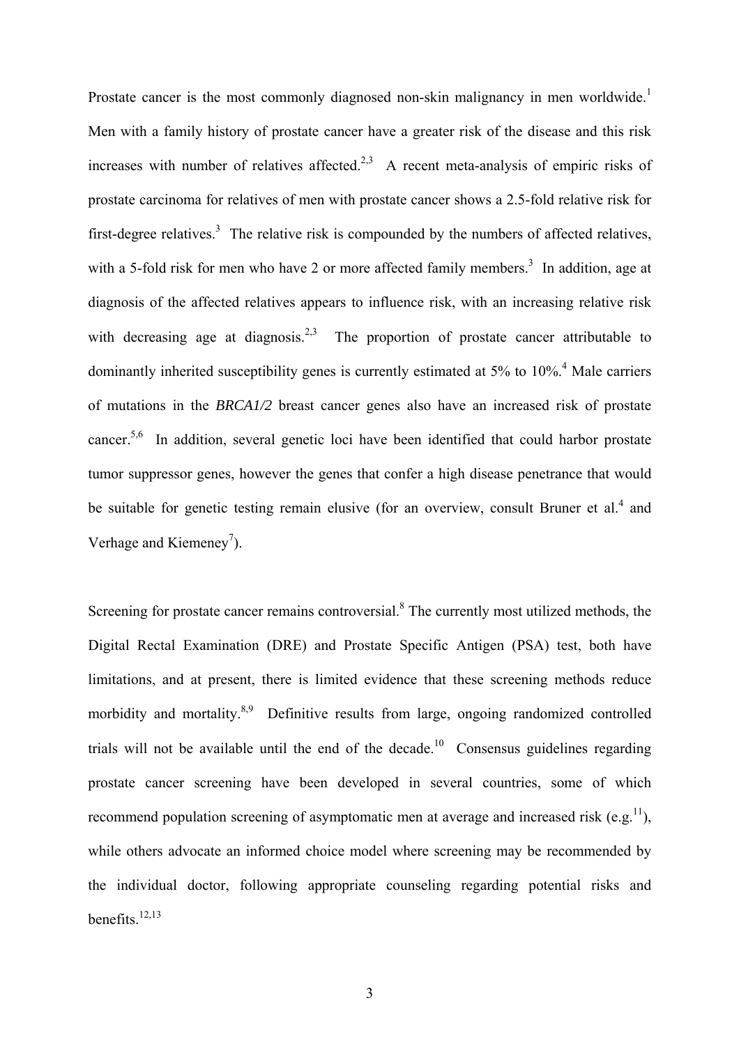Prostate cancer is the most commonly diagnosed non-skin malignancy in men worldwide.[1] Men with a family history of prostate cancer have a greater risk of the disease and this risk increases with number of relatives affected.[2,3] A recent meta-analysis of empiric risks of prostate carcinoma for relatives of men with prostate cancer shows a 2.5-fold relative risk for first-degree relatives.[3] The relative risk is compounded by the numbers of affected relatives, with a 5-fold risk for men who have 2 or more affected family members.[3] In addition, age at diagnosis of the affected relatives appears to influence risk, with an increasing relative risk with decreasing age at diagnosis.[2,3] The proportion of prostate cancer attributable to dominantly inherited susceptibility genes is currently estimated at 5% to 10%.[4] Male carriers of mutations in the *BRCA1/2* breast cancer genes also have an increased risk of prostate cancer.[5,6] In addition, several genetic loci have been identified that could harbor prostate tumor suppressor genes, however the genes that confer a high disease penetrance that would be suitable for genetic testing remain elusive (for an overview, consult Bruner et al.[4] and Verhage and Kiemeney[7]).

Screening for prostate cancer remains controversial.[8] The currently most utilized methods, the Digital Rectal Examination (DRE) and Prostate Specific Antigen (PSA) test, both have limitations, and at present, there is limited evidence that these screening methods reduce morbidity and mortality.[8,9] Definitive results from large, ongoing randomized controlled trials will not be available until the end of the decade.[10] Consensus guidelines regarding prostate cancer screening have been developed in several countries, some of which recommend population screening of asymptomatic men at average and increased risk (e.g.[11]), while others advocate an informed choice model where screening may be recommended by the individual doctor, following appropriate counseling regarding potential risks and benefits.[12,13]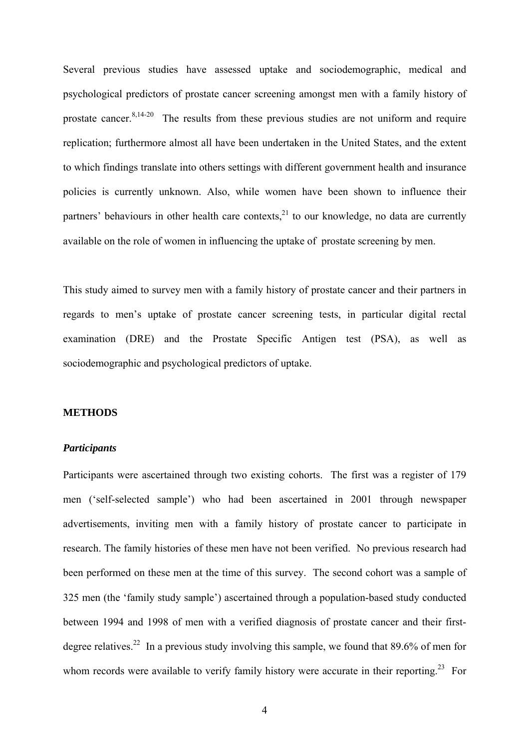Several previous studies have assessed uptake and sociodemographic, medical and psychological predictors of prostate cancer screening amongst men with a family history of prostate cancer.[8,14-20] The results from these previous studies are not uniform and require replication; furthermore almost all have been undertaken in the United States, and the extent to which findings translate into others settings with different government health and insurance policies is currently unknown. Also, while women have been shown to influence their partners' behaviours in other health care contexts,[21] to our knowledge, no data are currently available on the role of women in influencing the uptake of prostate screening by men.

This study aimed to survey men with a family history of prostate cancer and their partners in regards to men's uptake of prostate cancer screening tests, in particular digital rectal examination (DRE) and the Prostate Specific Antigen test (PSA), as well as sociodemographic and psychological predictors of uptake.

## METHODS

### *Participants*

Participants were ascertained through two existing cohorts. The first was a register of 179 men ('self-selected sample') who had been ascertained in 2001 through newspaper advertisements, inviting men with a family history of prostate cancer to participate in research. The family histories of these men have not been verified. No previous research had been performed on these men at the time of this survey. The second cohort was a sample of 325 men (the 'family study sample') ascertained through a population-based study conducted between 1994 and 1998 of men with a verified diagnosis of prostate cancer and their first-degree relatives.[22] In a previous study involving this sample, we found that 89.6% of men for whom records were available to verify family history were accurate in their reporting.[23] For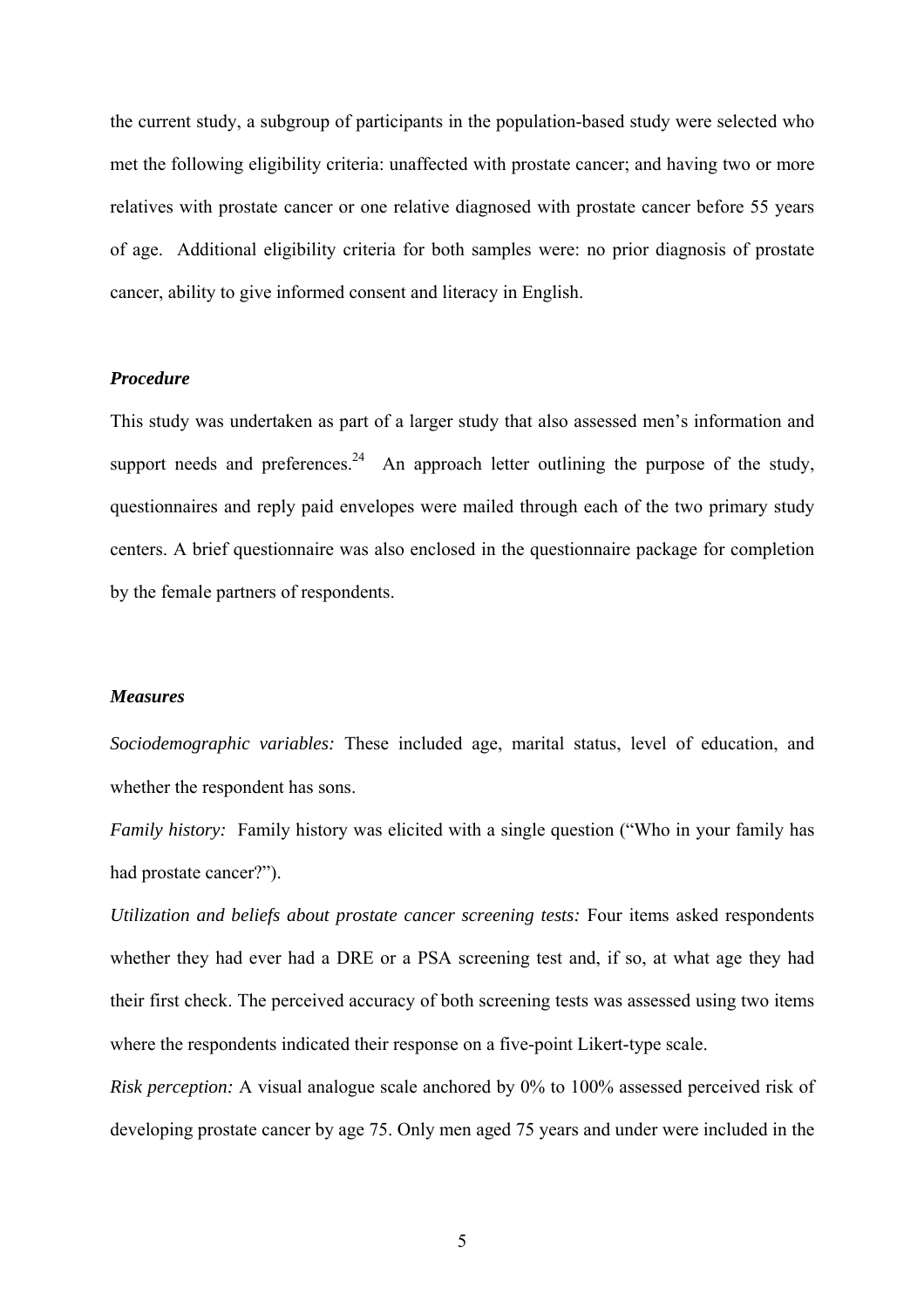the current study, a subgroup of participants in the population-based study were selected who met the following eligibility criteria: unaffected with prostate cancer; and having two or more relatives with prostate cancer or one relative diagnosed with prostate cancer before 55 years of age. Additional eligibility criteria for both samples were: no prior diagnosis of prostate cancer, ability to give informed consent and literacy in English.

### *Procedure*

This study was undertaken as part of a larger study that also assessed men's information and support needs and preferences.[24] An approach letter outlining the purpose of the study, questionnaires and reply paid envelopes were mailed through each of the two primary study centers. A brief questionnaire was also enclosed in the questionnaire package for completion by the female partners of respondents.

### *Measures*

*Sociodemographic variables:* These included age, marital status, level of education, and whether the respondent has sons.

*Family history:* Family history was elicited with a single question ("Who in your family has had prostate cancer?").

*Utilization and beliefs about prostate cancer screening tests:* Four items asked respondents whether they had ever had a DRE or a PSA screening test and, if so, at what age they had their first check. The perceived accuracy of both screening tests was assessed using two items where the respondents indicated their response on a five-point Likert-type scale.

*Risk perception:* A visual analogue scale anchored by 0% to 100% assessed perceived risk of developing prostate cancer by age 75. Only men aged 75 years and under were included in the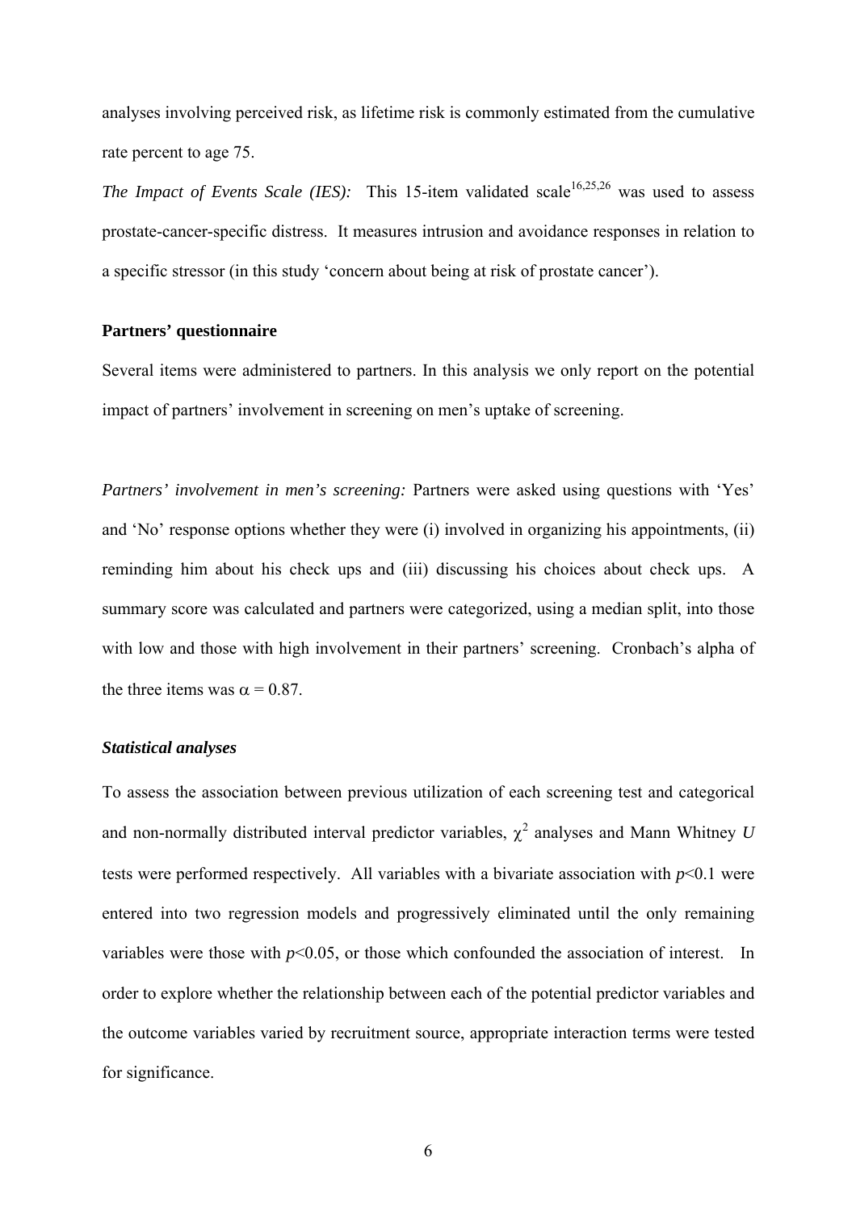analyses involving perceived risk, as lifetime risk is commonly estimated from the cumulative rate percent to age 75.

*The Impact of Events Scale (IES):* This 15-item validated scale[16,25,26] was used to assess prostate-cancer-specific distress. It measures intrusion and avoidance responses in relation to a specific stressor (in this study 'concern about being at risk of prostate cancer').

**Partners' questionnaire**

Several items were administered to partners. In this analysis we only report on the potential impact of partners' involvement in screening on men's uptake of screening.

*Partners' involvement in men's screening:* Partners were asked using questions with 'Yes' and 'No' response options whether they were (i) involved in organizing his appointments, (ii) reminding him about his check ups and (iii) discussing his choices about check ups. A summary score was calculated and partners were categorized, using a median split, into those with low and those with high involvement in their partners' screening. Cronbach's alpha of the three items was $\alpha = 0.87$.

***Statistical analyses***

To assess the association between previous utilization of each screening test and categorical and non-normally distributed interval predictor variables, $\chi^2$ analyses and Mann Whitney $U$ tests were performed respectively. All variables with a bivariate association with $p<0.1$ were entered into two regression models and progressively eliminated until the only remaining variables were those with $p<0.05$, or those which confounded the association of interest. In order to explore whether the relationship between each of the potential predictor variables and the outcome variables varied by recruitment source, appropriate interaction terms were tested for significance.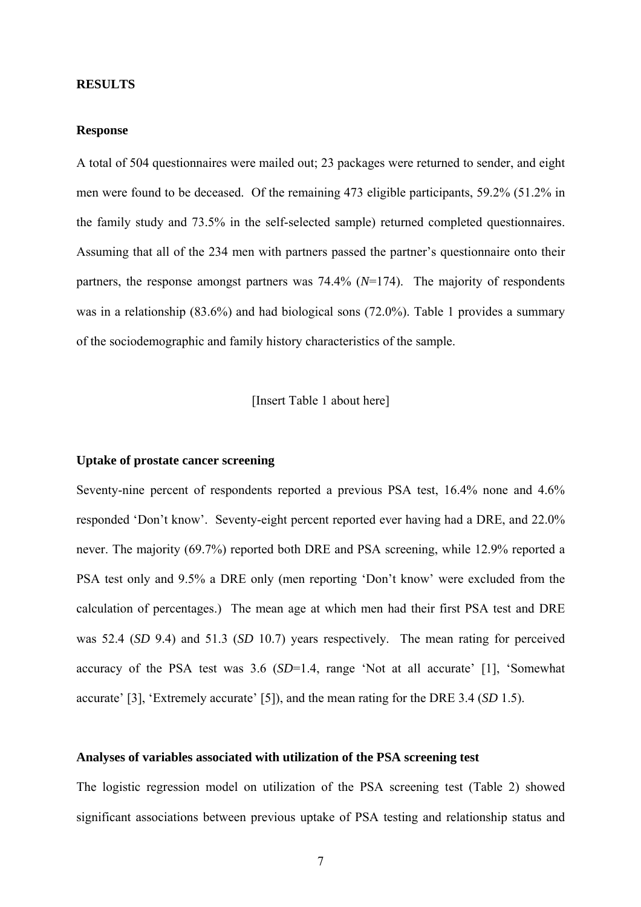## RESULTS

### Response

A total of 504 questionnaires were mailed out; 23 packages were returned to sender, and eight men were found to be deceased. Of the remaining 473 eligible participants, 59.2% (51.2% in the family study and 73.5% in the self-selected sample) returned completed questionnaires. Assuming that all of the 234 men with partners passed the partner's questionnaire onto their partners, the response amongst partners was 74.4% (*N*=174). The majority of respondents was in a relationship (83.6%) and had biological sons (72.0%). Table 1 provides a summary of the sociodemographic and family history characteristics of the sample.

[Insert Table 1 about here]

### Uptake of prostate cancer screening

Seventy-nine percent of respondents reported a previous PSA test, 16.4% none and 4.6% responded 'Don't know'. Seventy-eight percent reported ever having had a DRE, and 22.0% never. The majority (69.7%) reported both DRE and PSA screening, while 12.9% reported a PSA test only and 9.5% a DRE only (men reporting 'Don't know' were excluded from the calculation of percentages.) The mean age at which men had their first PSA test and DRE was 52.4 (*SD* 9.4) and 51.3 (*SD* 10.7) years respectively. The mean rating for perceived accuracy of the PSA test was 3.6 (*SD*=1.4, range 'Not at all accurate' [1], 'Somewhat accurate' [3], 'Extremely accurate' [5]), and the mean rating for the DRE 3.4 (*SD* 1.5).

### Analyses of variables associated with utilization of the PSA screening test

The logistic regression model on utilization of the PSA screening test (Table 2) showed significant associations between previous uptake of PSA testing and relationship status and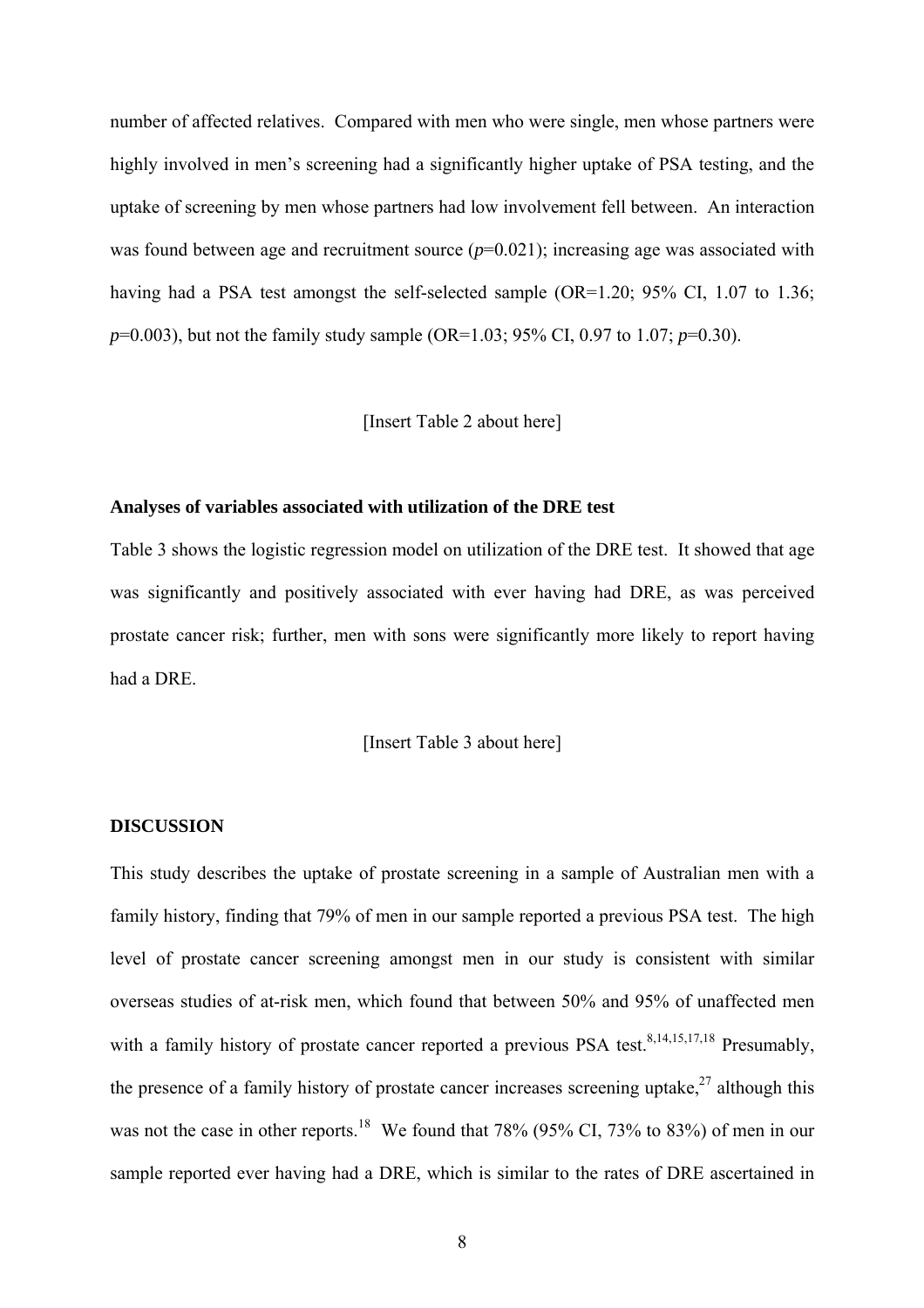number of affected relatives. Compared with men who were single, men whose partners were highly involved in men's screening had a significantly higher uptake of PSA testing, and the uptake of screening by men whose partners had low involvement fell between. An interaction was found between age and recruitment source ($p$=0.021); increasing age was associated with having had a PSA test amongst the self-selected sample (OR=1.20; 95% CI, 1.07 to 1.36; $p$=0.003), but not the family study sample (OR=1.03; 95% CI, 0.97 to 1.07; $p$=0.30).

[Insert Table 2 about here]

**Analyses of variables associated with utilization of the DRE test**

Table 3 shows the logistic regression model on utilization of the DRE test. It showed that age was significantly and positively associated with ever having had DRE, as was perceived prostate cancer risk; further, men with sons were significantly more likely to report having had a DRE.

[Insert Table 3 about here]

**DISCUSSION**

This study describes the uptake of prostate screening in a sample of Australian men with a family history, finding that 79% of men in our sample reported a previous PSA test. The high level of prostate cancer screening amongst men in our study is consistent with similar overseas studies of at-risk men, which found that between 50% and 95% of unaffected men with a family history of prostate cancer reported a previous PSA test.[8,14,15,17,18] Presumably, the presence of a family history of prostate cancer increases screening uptake,[27] although this was not the case in other reports.[18] We found that 78% (95% CI, 73% to 83%) of men in our sample reported ever having had a DRE, which is similar to the rates of DRE ascertained in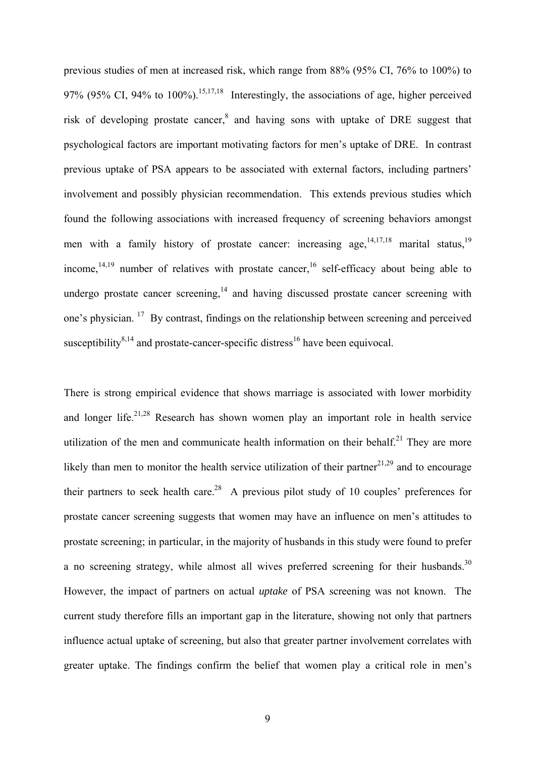previous studies of men at increased risk, which range from 88% (95% CI, 76% to 100%) to 97% (95% CI, 94% to 100%).[15,17,18] Interestingly, the associations of age, higher perceived risk of developing prostate cancer,[8] and having sons with uptake of DRE suggest that psychological factors are important motivating factors for men's uptake of DRE. In contrast previous uptake of PSA appears to be associated with external factors, including partners' involvement and possibly physician recommendation. This extends previous studies which found the following associations with increased frequency of screening behaviors amongst men with a family history of prostate cancer: increasing age,[14,17,18] marital status,[19] income,[14,19] number of relatives with prostate cancer,[16] self-efficacy about being able to undergo prostate cancer screening,[14] and having discussed prostate cancer screening with one's physician. [17] By contrast, findings on the relationship between screening and perceived susceptibility[8,14] and prostate-cancer-specific distress[16] have been equivocal.

There is strong empirical evidence that shows marriage is associated with lower morbidity and longer life.[21,28] Research has shown women play an important role in health service utilization of the men and communicate health information on their behalf.[21] They are more likely than men to monitor the health service utilization of their partner[21,29] and to encourage their partners to seek health care.[28] A previous pilot study of 10 couples' preferences for prostate cancer screening suggests that women may have an influence on men's attitudes to prostate screening; in particular, in the majority of husbands in this study were found to prefer a no screening strategy, while almost all wives preferred screening for their husbands.[30] However, the impact of partners on actual *uptake* of PSA screening was not known. The current study therefore fills an important gap in the literature, showing not only that partners influence actual uptake of screening, but also that greater partner involvement correlates with greater uptake. The findings confirm the belief that women play a critical role in men's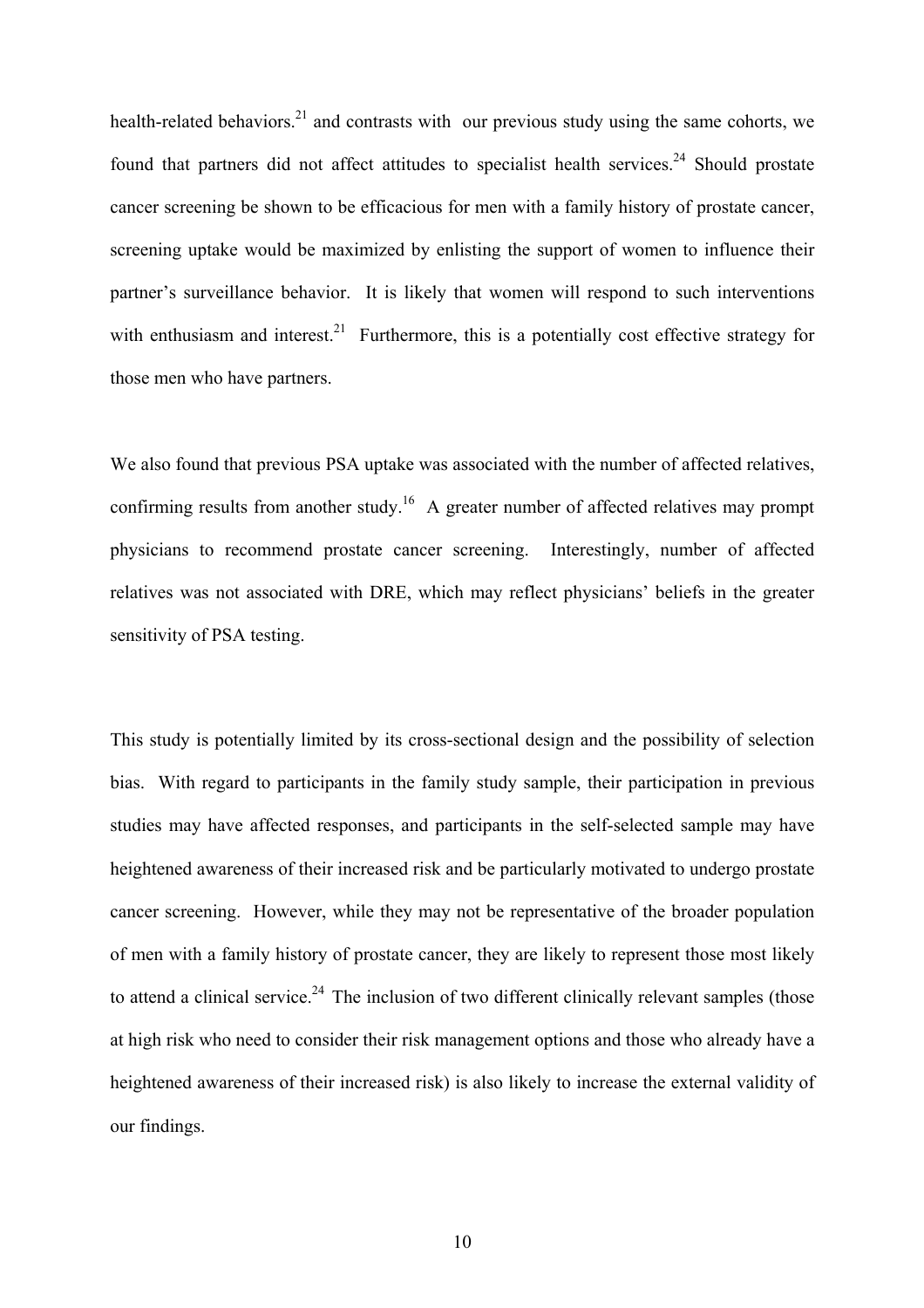health-related behaviors.[21] and contrasts with our previous study using the same cohorts, we found that partners did not affect attitudes to specialist health services.[24] Should prostate cancer screening be shown to be efficacious for men with a family history of prostate cancer, screening uptake would be maximized by enlisting the support of women to influence their partner's surveillance behavior. It is likely that women will respond to such interventions with enthusiasm and interest.[21] Furthermore, this is a potentially cost effective strategy for those men who have partners.

We also found that previous PSA uptake was associated with the number of affected relatives, confirming results from another study.[16] A greater number of affected relatives may prompt physicians to recommend prostate cancer screening. Interestingly, number of affected relatives was not associated with DRE, which may reflect physicians' beliefs in the greater sensitivity of PSA testing.

This study is potentially limited by its cross-sectional design and the possibility of selection bias. With regard to participants in the family study sample, their participation in previous studies may have affected responses, and participants in the self-selected sample may have heightened awareness of their increased risk and be particularly motivated to undergo prostate cancer screening. However, while they may not be representative of the broader population of men with a family history of prostate cancer, they are likely to represent those most likely to attend a clinical service.[24] The inclusion of two different clinically relevant samples (those at high risk who need to consider their risk management options and those who already have a heightened awareness of their increased risk) is also likely to increase the external validity of our findings.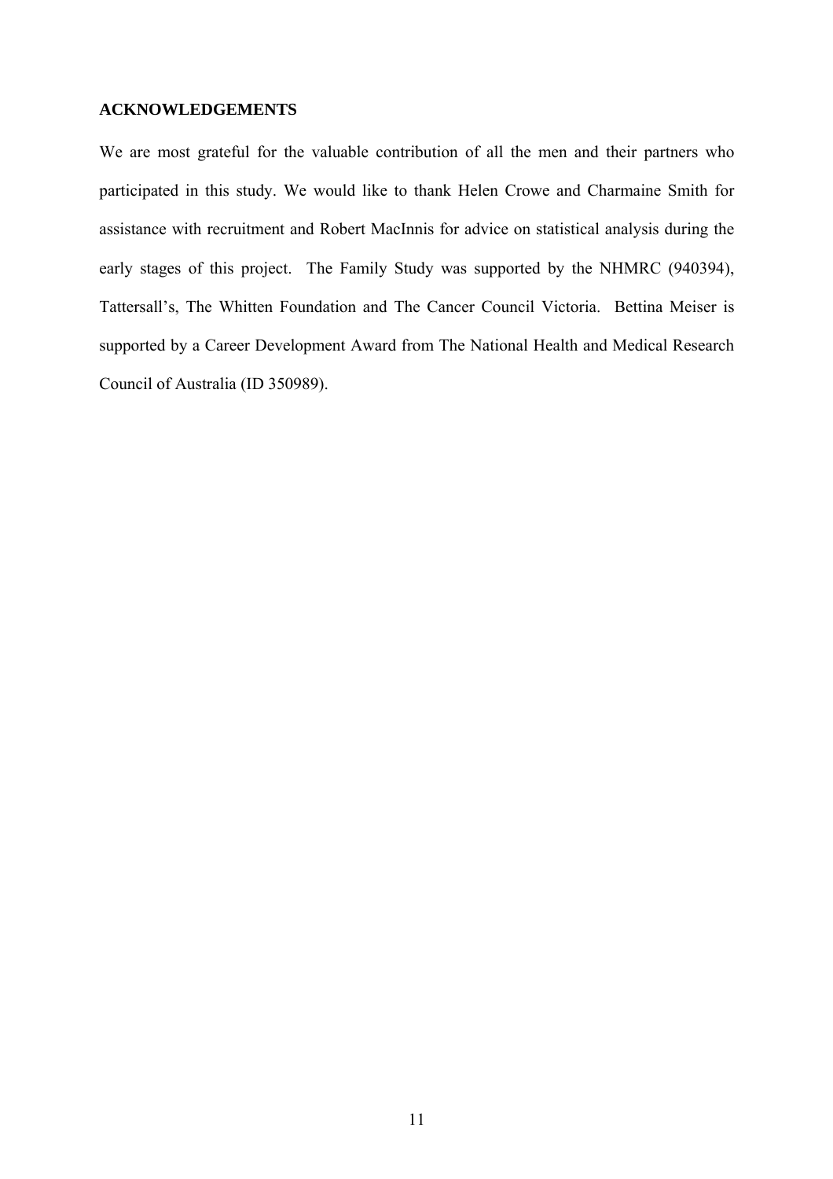## ACKNOWLEDGEMENTS

We are most grateful for the valuable contribution of all the men and their partners who participated in this study. We would like to thank Helen Crowe and Charmaine Smith for assistance with recruitment and Robert MacInnis for advice on statistical analysis during the early stages of this project. The Family Study was supported by the NHMRC (940394), Tattersall's, The Whitten Foundation and The Cancer Council Victoria. Bettina Meiser is supported by a Career Development Award from The National Health and Medical Research Council of Australia (ID 350989).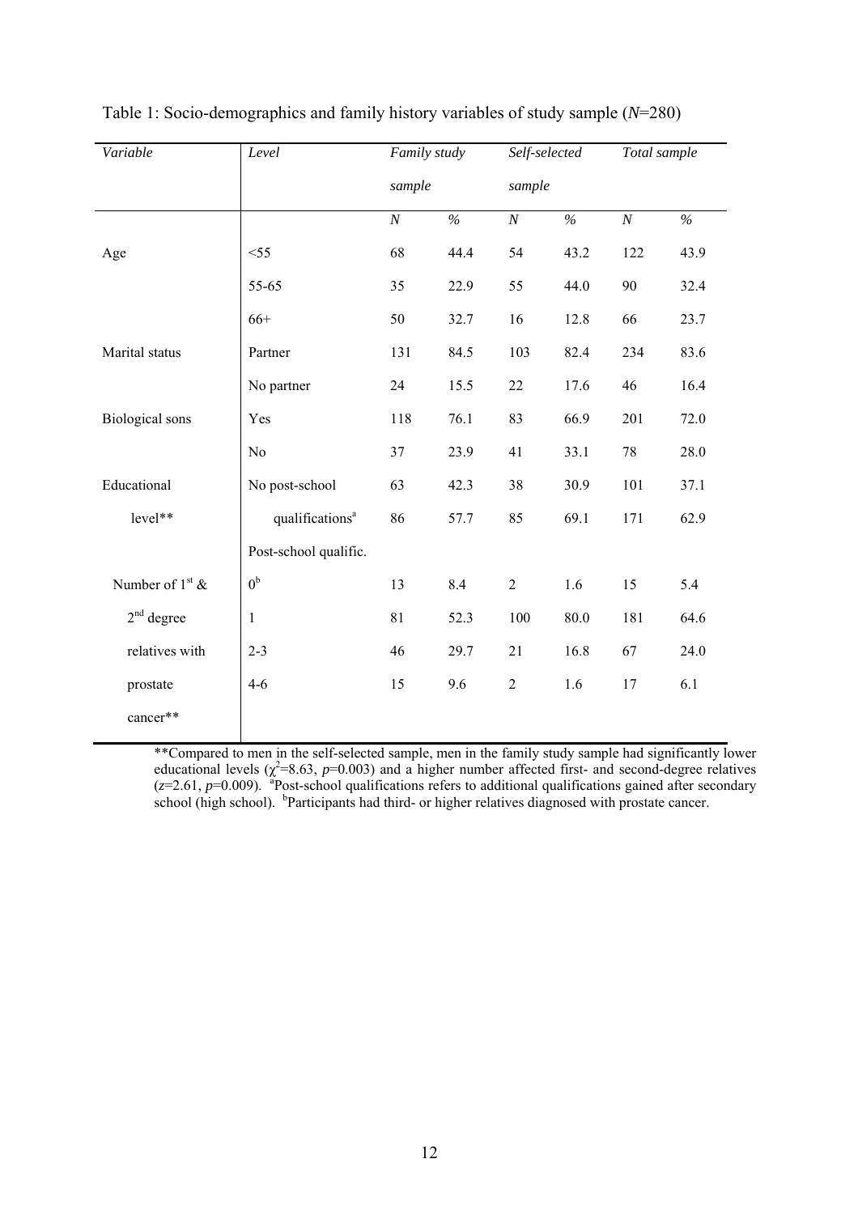Table 1: Socio-demographics and family history variables of study sample ($N$=280)

| *Variable* | *Level* | *Family study sample* | | *Self-selected sample* | | *Total sample* | |
|---|---|---|---|---|---|---|---|
| | | *N* | *%* | *N* | *%* | *N* | *%* |
| Age | <55 | 68 | 44.4 | 54 | 43.2 | 122 | 43.9 |
| | 55-65 | 35 | 22.9 | 55 | 44.0 | 90 | 32.4 |
| | 66+ | 50 | 32.7 | 16 | 12.8 | 66 | 23.7 |
| Marital status | Partner | 131 | 84.5 | 103 | 82.4 | 234 | 83.6 |
| | No partner | 24 | 15.5 | 22 | 17.6 | 46 | 16.4 |
| Biological sons | Yes | 118 | 76.1 | 83 | 66.9 | 201 | 72.0 |
| | No | 37 | 23.9 | 41 | 33.1 | 78 | 28.0 |
| Educational level** | No post-school qualifications[a] | 63 | 42.3 | 38 | 30.9 | 101 | 37.1 |
| | Post-school qualific. | 86 | 57.7 | 85 | 69.1 | 171 | 62.9 |
| Number of 1st & 2nd degree relatives with prostate cancer** | 0[b] | 13 | 8.4 | 2 | 1.6 | 15 | 5.4 |
| | 1 | 81 | 52.3 | 100 | 80.0 | 181 | 64.6 |
| | 2-3 | 46 | 29.7 | 21 | 16.8 | 67 | 24.0 |
| | 4-6 | 15 | 9.6 | 2 | 1.6 | 17 | 6.1 |

**Compared to men in the self-selected sample, men in the family study sample had significantly lower educational levels ($\chi^2$=8.63, $p$=0.003) and a higher number affected first- and second-degree relatives ($z$=2.61, $p$=0.009). [a]Post-school qualifications refers to additional qualifications gained after secondary school (high school). [b]Participants had third- or higher relatives diagnosed with prostate cancer.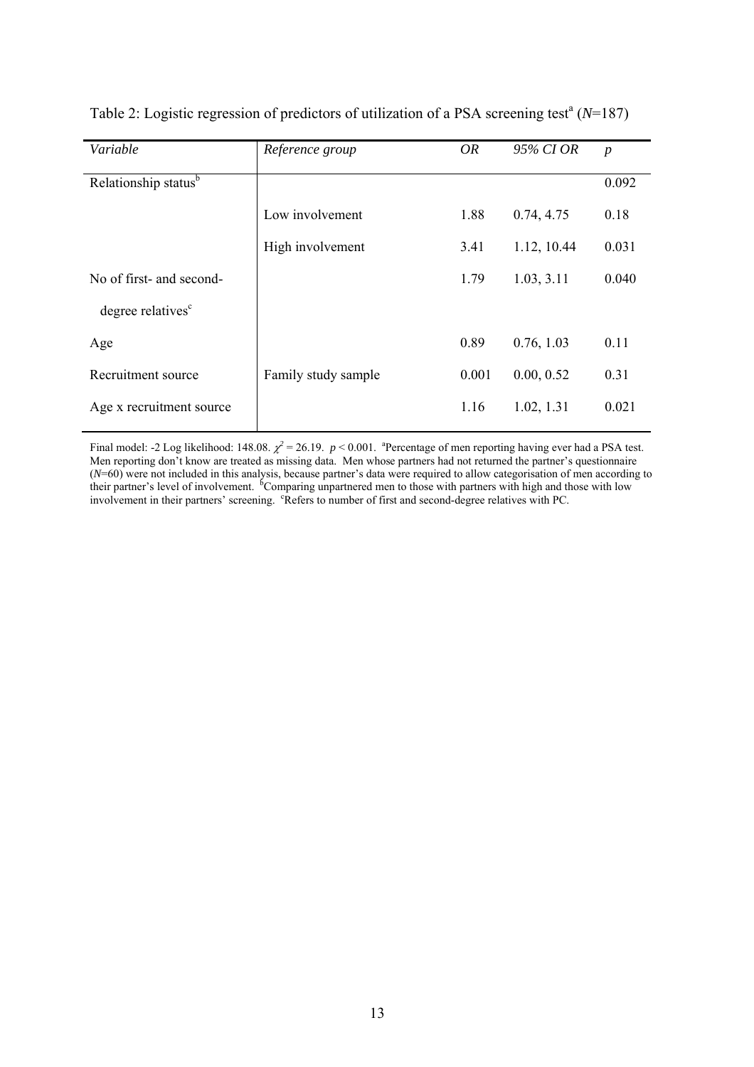Table 2: Logistic regression of predictors of utilization of a PSA screening test[a] (*N*=187)

| *Variable* | *Reference group* | *OR* | *95% CI OR* | *p* |
|---|---|---|---|---|
| Relationship status[b] | | | | 0.092 |
| | Low involvement | 1.88 | 0.74, 4.75 | 0.18 |
| | High involvement | 3.41 | 1.12, 10.44 | 0.031 |
| No of first- and second-degree relatives[c] | | 1.79 | 1.03, 3.11 | 0.040 |
| Age | | 0.89 | 0.76, 1.03 | 0.11 |
| Recruitment source | Family study sample | 0.001 | 0.00, 0.52 | 0.31 |
| Age x recruitment source | | 1.16 | 1.02, 1.31 | 0.021 |

Final model: -2 Log likelihood: 148.08. $\chi^2 = 26.19$. $p < 0.001$. [a]Percentage of men reporting having ever had a PSA test. Men reporting don't know are treated as missing data. Men whose partners had not returned the partner's questionnaire (*N*=60) were not included in this analysis, because partner's data were required to allow categorisation of men according to their partner's level of involvement. [b]Comparing unpartnered men to those with partners with high and those with low involvement in their partners' screening. [c]Refers to number of first and second-degree relatives with PC.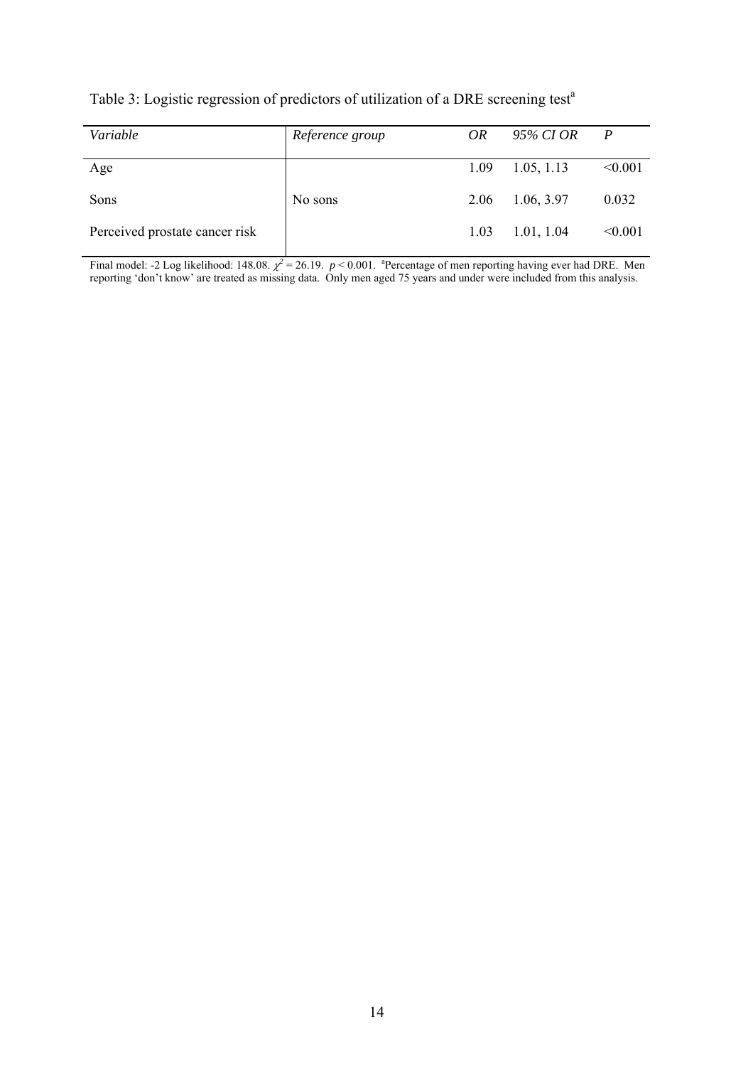Table 3: Logistic regression of predictors of utilization of a DRE screening test[a]

| *Variable* | *Reference group* | *OR* | *95% CI OR* | *P* |
|---|---|---|---|---|
| Age | | 1.09 | 1.05, 1.13 | <0.001 |
| Sons | No sons | 2.06 | 1.06, 3.97 | 0.032 |
| Perceived prostate cancer risk | | 1.03 | 1.01, 1.04 | <0.001 |

Final model: -2 Log likelihood: 148.08. $\chi^2 = 26.19$. $p < 0.001$. [a]Percentage of men reporting having ever had DRE. Men reporting 'don't know' are treated as missing data. Only men aged 75 years and under were included from this analysis.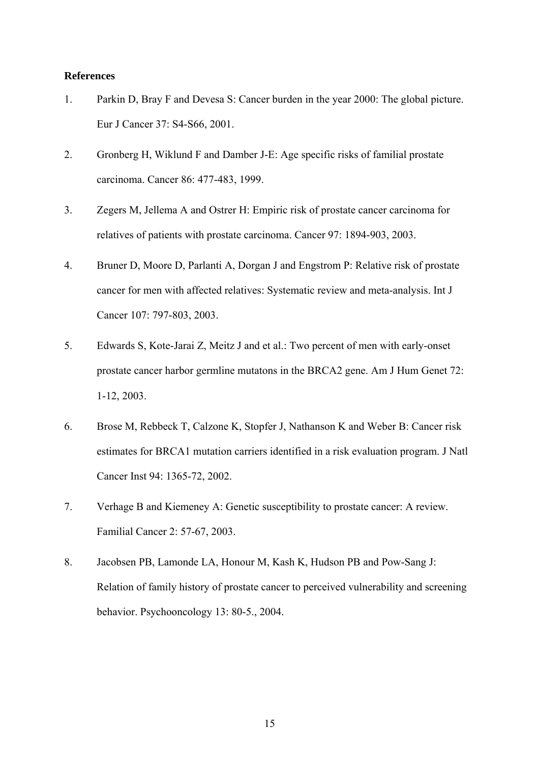**References**

1. Parkin D, Bray F and Devesa S: Cancer burden in the year 2000: The global picture. Eur J Cancer 37: S4-S66, 2001.

2. Gronberg H, Wiklund F and Damber J-E: Age specific risks of familial prostate carcinoma. Cancer 86: 477-483, 1999.

3. Zegers M, Jellema A and Ostrer H: Empiric risk of prostate cancer carcinoma for relatives of patients with prostate carcinoma. Cancer 97: 1894-903, 2003.

4. Bruner D, Moore D, Parlanti A, Dorgan J and Engstrom P: Relative risk of prostate cancer for men with affected relatives: Systematic review and meta-analysis. Int J Cancer 107: 797-803, 2003.

5. Edwards S, Kote-Jarai Z, Meitz J and et al.: Two percent of men with early-onset prostate cancer harbor germline mutatons in the BRCA2 gene. Am J Hum Genet 72: 1-12, 2003.

6. Brose M, Rebbeck T, Calzone K, Stopfer J, Nathanson K and Weber B: Cancer risk estimates for BRCA1 mutation carriers identified in a risk evaluation program. J Natl Cancer Inst 94: 1365-72, 2002.

7. Verhage B and Kiemeney A: Genetic susceptibility to prostate cancer: A review. Familial Cancer 2: 57-67, 2003.

8. Jacobsen PB, Lamonde LA, Honour M, Kash K, Hudson PB and Pow-Sang J: Relation of family history of prostate cancer to perceived vulnerability and screening behavior. Psychooncology 13: 80-5., 2004.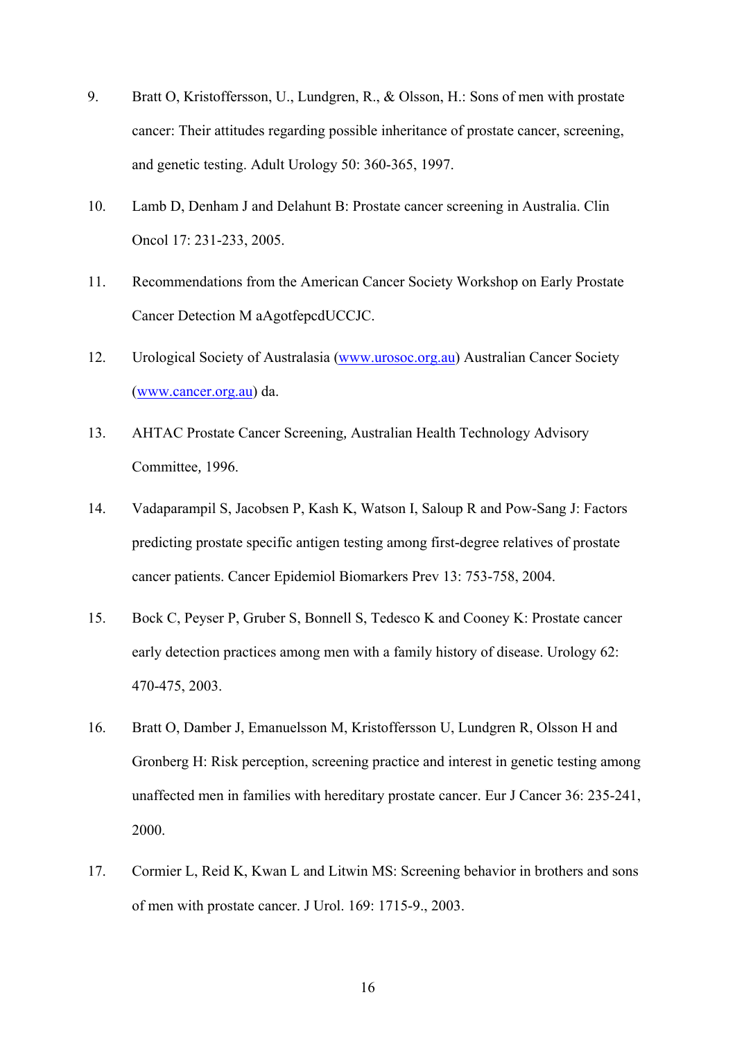9. Bratt O, Kristoffersson, U., Lundgren, R., & Olsson, H.: Sons of men with prostate cancer: Their attitudes regarding possible inheritance of prostate cancer, screening, and genetic testing. Adult Urology 50: 360-365, 1997.

10. Lamb D, Denham J and Delahunt B: Prostate cancer screening in Australia. Clin Oncol 17: 231-233, 2005.

11. Recommendations from the American Cancer Society Workshop on Early Prostate Cancer Detection M aAgotfepcdUCCJC.

12. Urological Society of Australasia (www.urosoc.org.au) Australian Cancer Society (www.cancer.org.au) da.

13. AHTAC Prostate Cancer Screening, Australian Health Technology Advisory Committee*,* 1996.

14. Vadaparampil S, Jacobsen P, Kash K, Watson I, Saloup R and Pow-Sang J: Factors predicting prostate specific antigen testing among first-degree relatives of prostate cancer patients. Cancer Epidemiol Biomarkers Prev 13: 753-758, 2004.

15. Bock C, Peyser P, Gruber S, Bonnell S, Tedesco K and Cooney K: Prostate cancer early detection practices among men with a family history of disease. Urology 62: 470-475, 2003.

16. Bratt O, Damber J, Emanuelsson M, Kristoffersson U, Lundgren R, Olsson H and Gronberg H: Risk perception, screening practice and interest in genetic testing among unaffected men in families with hereditary prostate cancer. Eur J Cancer 36: 235-241, 2000.

17. Cormier L, Reid K, Kwan L and Litwin MS: Screening behavior in brothers and sons of men with prostate cancer. J Urol. 169: 1715-9., 2003.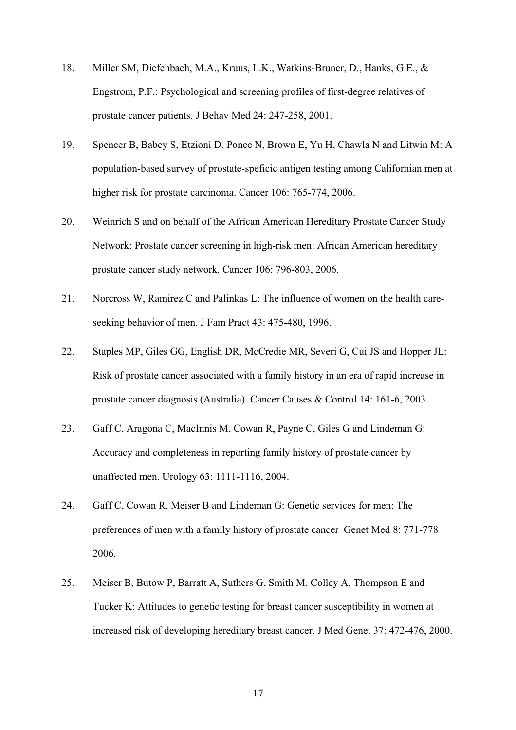18. Miller SM, Diefenbach, M.A., Kruus, L.K., Watkins-Bruner, D., Hanks, G.E., & Engstrom, P.F.: Psychological and screening profiles of first-degree relatives of prostate cancer patients. J Behav Med 24: 247-258, 2001.

19. Spencer B, Babey S, Etzioni D, Ponce N, Brown E, Yu H, Chawla N and Litwin M: A population-based survey of prostate-speficic antigen testing among Californian men at higher risk for prostate carcinoma. Cancer 106: 765-774, 2006.

20. Weinrich S and on behalf of the African American Hereditary Prostate Cancer Study Network: Prostate cancer screening in high-risk men: African American hereditary prostate cancer study network. Cancer 106: 796-803, 2006.

21. Norcross W, Ramirez C and Palinkas L: The influence of women on the health care-seeking behavior of men. J Fam Pract 43: 475-480, 1996.

22. Staples MP, Giles GG, English DR, McCredie MR, Severi G, Cui JS and Hopper JL: Risk of prostate cancer associated with a family history in an era of rapid increase in prostate cancer diagnosis (Australia). Cancer Causes & Control 14: 161-6, 2003.

23. Gaff C, Aragona C, MacInnis M, Cowan R, Payne C, Giles G and Lindeman G: Accuracy and completeness in reporting family history of prostate cancer by unaffected men. Urology 63: 1111-1116, 2004.

24. Gaff C, Cowan R, Meiser B and Lindeman G: Genetic services for men: The preferences of men with a family history of prostate cancer Genet Med 8: 771-778 2006.

25. Meiser B, Butow P, Barratt A, Suthers G, Smith M, Colley A, Thompson E and Tucker K: Attitudes to genetic testing for breast cancer susceptibility in women at increased risk of developing hereditary breast cancer. J Med Genet 37: 472-476, 2000.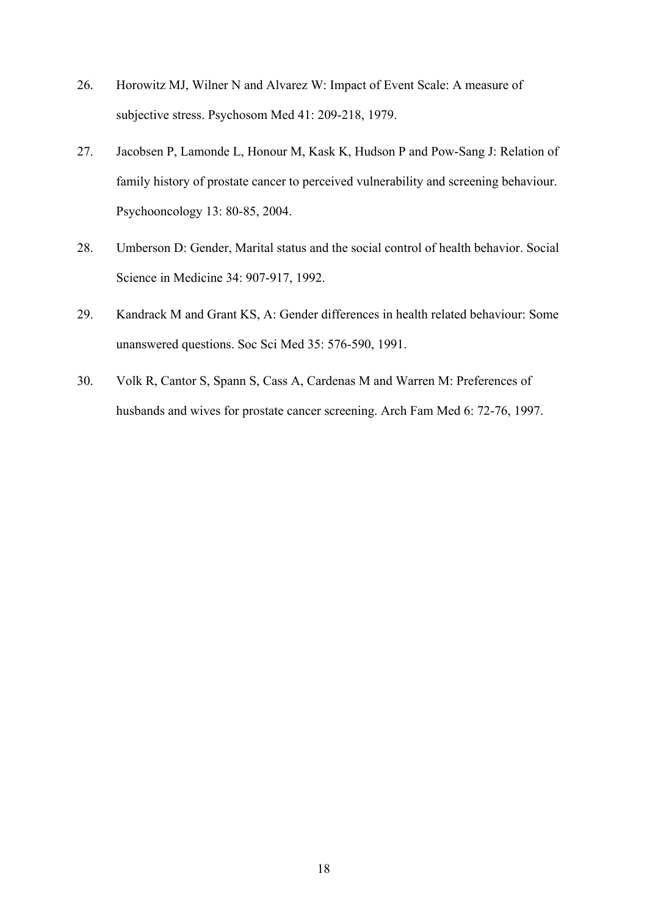26. Horowitz MJ, Wilner N and Alvarez W: Impact of Event Scale: A measure of subjective stress. Psychosom Med 41: 209-218, 1979.

27. Jacobsen P, Lamonde L, Honour M, Kask K, Hudson P and Pow-Sang J: Relation of family history of prostate cancer to perceived vulnerability and screening behaviour. Psychooncology 13: 80-85, 2004.

28. Umberson D: Gender, Marital status and the social control of health behavior. Social Science in Medicine 34: 907-917, 1992.

29. Kandrack M and Grant KS, A: Gender differences in health related behaviour: Some unanswered questions. Soc Sci Med 35: 576-590, 1991.

30. Volk R, Cantor S, Spann S, Cass A, Cardenas M and Warren M: Preferences of husbands and wives for prostate cancer screening. Arch Fam Med 6: 72-76, 1997.